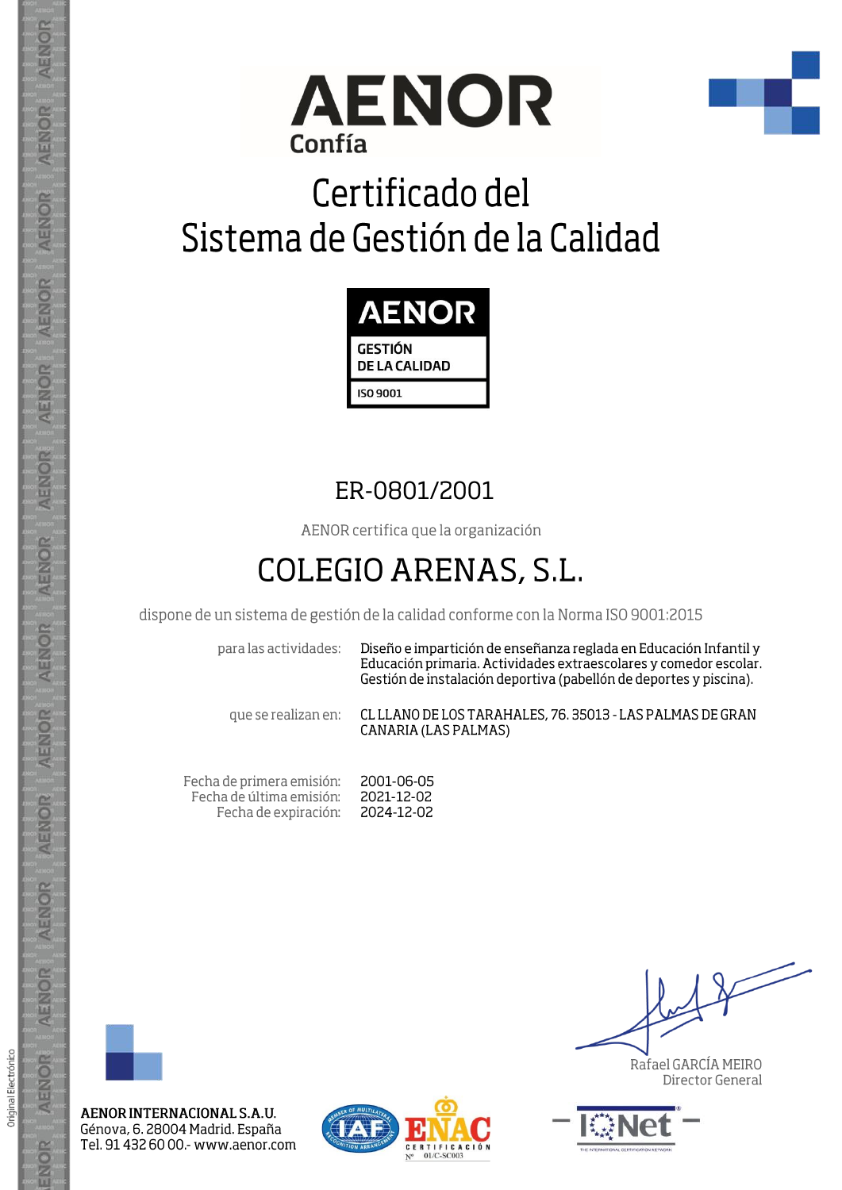# AENOR

Confía

# Certificado del Sistema de Gestión de la Calidad

**AENOR**

**GESTIÓN DE LA CALIDAD**

**ISO 9001**

## ER-0801/2001

AENOR certifica que la organización

## COLEGIO ARENAS, S.L.

dispone de un sistema de gestión de la calidad conforme con la Norma ISO 9001:2015

| | |
|---|---|
| para las actividades: | Diseño e impartición de enseñanza reglada en Educación Infantil y Educación primaria. Actividades extraescolares y comedor escolar. Gestión de instalación deportiva (pabellón de deportes y piscina). |
| que se realizan en: | CL LLANO DE LOS TARAHALES, 76. 35013 - LAS PALMAS DE GRAN CANARIA (LAS PALMAS) |

| | |
|---|---|
| Fecha de primera emisión: | 2001-06-05 |
| Fecha de última emisión: | 2021-12-02 |
| Fecha de expiración: | 2024-12-02 |

Rafael GARCÍA MEIRO
Director General

**AENOR INTERNACIONAL S.A.U.**
Génova, 6. 28004 Madrid. España
Tel. 91 432 60 00.- www.aenor.com

ENAC CERTIFICACIÓN Nº 01/C-SC003

Original Electrónico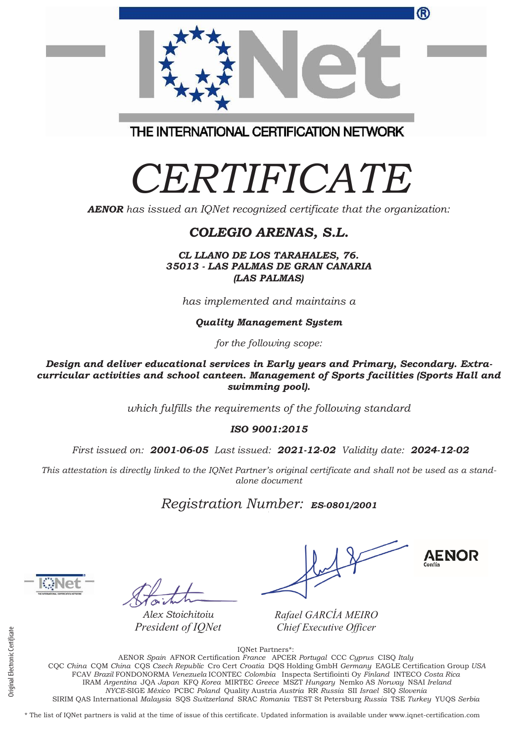THE INTERNATIONAL CERTIFICATION NETWORK

# CERTIFICATE

***AENOR** has issued an IQNet recognized certificate that the organization:*

## *COLEGIO ARENAS, S.L.*

***CL LLANO DE LOS TARAHALES, 76.***
***35013 - LAS PALMAS DE GRAN CANARIA***
***(LAS PALMAS)***

*has implemented and maintains a*

***Quality Management System***

*for the following scope:*

***Design and deliver educational services in Early years and Primary, Secondary. Extra-curricular activities and school canteen. Management of Sports facilities (Sports Hall and swimming pool).***

*which fulfills the requirements of the following standard*

***ISO 9001:2015***

*First issued on:* ***2001-06-05*** *Last issued:* ***2021-12-02*** *Validity date:* ***2024-12-02***

*This attestation is directly linked to the IQNet Partner's original certificate and shall not be used as a stand-alone document*

*Registration Number:* ***ES-0801/2001***

*Alex Stoichitoiu*
*President of IQNet*

*Rafael GARCÍA MEIRO*
*Chief Executive Officer*

AENOR Confía

Original Electronic Certificate

IQNet Partners*:

AENOR *Spain* AFNOR Certification *France* APCER *Portugal* CCC *Cyprus* CISQ *Italy*
CQC *China* CQM *China* CQS *Czech Republic* Cro Cert *Croatia* DQS Holding GmbH *Germany* EAGLE Certification Group *USA*
FCAV *Brazil* FONDONORMA *Venezuela* ICONTEC *Colombia* Inspecta Sertifiointi Oy *Finland* INTECO *Costa Rica*
IRAM *Argentina* JQA *Japan* KFQ *Korea* MIRTEC *Greece* MSZT *Hungary* Nemko AS *Norway* NSAI *Ireland*
*NYCE*-SIGE *México* PCBC *Poland* Quality Austria *Austria* RR *Russia* SII *Israel* SIQ *Slovenia*
SIRIM QAS International *Malaysia* SQS *Switzerland* SRAC *Romania* TEST St Petersburg *Russia* TSE *Turkey* YUQS *Serbia*

* The list of IQNet partners is valid at the time of issue of this certificate. Updated information is available under www.iqnet-certification.com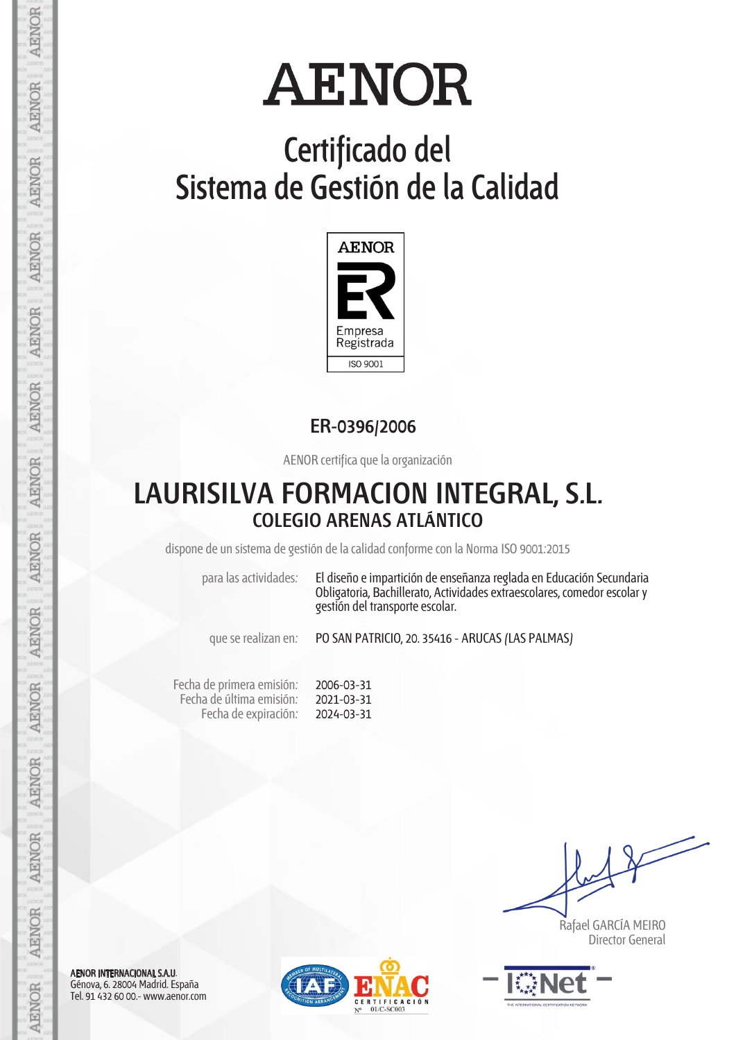# AENOR

## Certificado del Sistema de Gestión de la Calidad

AENOR

Empresa Registrada

ISO 9001

**ER-0396/2006**

AENOR certifica que la organización

## LAURISILVA FORMACION INTEGRAL, S.L.

### COLEGIO ARENAS ATLÁNTICO

dispone de un sistema de gestión de la calidad conforme con la Norma ISO 9001:2015

| | |
|---|---|
| para las actividades: | El diseño e impartición de enseñanza reglada en Educación Secundaria Obligatoria, Bachillerato, Actividades extraescolares, comedor escolar y gestión del transporte escolar. |
| que se realizan en: | PO SAN PATRICIO, 20. 35416 - ARUCAS (LAS PALMAS) |

| | |
|---|---|
| Fecha de primera emisión: | 2006-03-31 |
| Fecha de última emisión: | 2021-03-31 |
| Fecha de expiración: | 2024-03-31 |

Rafael GARCÍA MEIRO
Director General

AENOR INTERNACIONAL S.A.U.
Génova, 6. 28004 Madrid. España
Tel. 91 432 60 00.- www.aenor.com

ENAC CERTIFICACIÓN Nº 01/C-SC003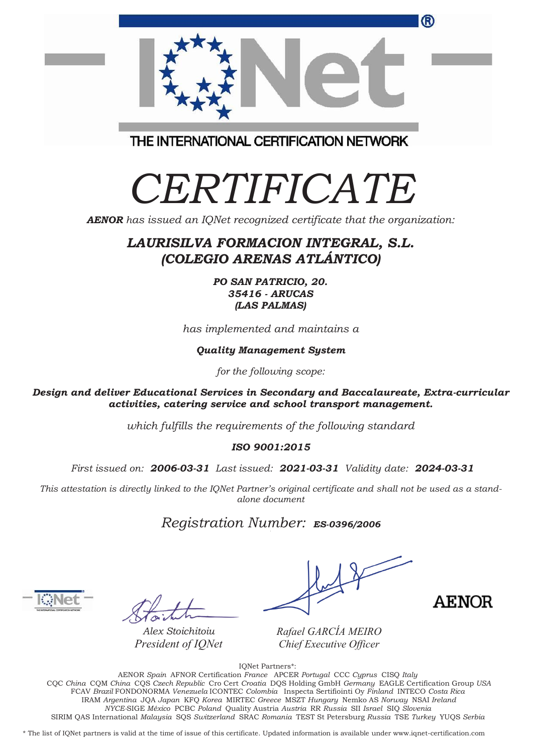IQNet

THE INTERNATIONAL CERTIFICATION NETWORK

# CERTIFICATE

***AENOR*** *has issued an IQNet recognized certificate that the organization:*

## *LAURISILVA FORMACION INTEGRAL, S.L. (COLEGIO ARENAS ATLÁNTICO)*

***PO SAN PATRICIO, 20.***
***35416 - ARUCAS***
***(LAS PALMAS)***

*has implemented and maintains a*

***Quality Management System***

*for the following scope:*

***Design and deliver Educational Services in Secondary and Baccalaureate, Extra-curricular activities, catering service and school transport management.***

*which fulfills the requirements of the following standard*

***ISO 9001:2015***

*First issued on:* ***2006-03-31*** *Last issued:* ***2021-03-31*** *Validity date:* ***2024-03-31***

*This attestation is directly linked to the IQNet Partner's original certificate and shall not be used as a stand-alone document*

*Registration Number:* ***ES-0396/2006***

*Alex Stoichitoiu*
*President of IQNet*

*Rafael GARCÍA MEIRO*
*Chief Executive Officer*

AENOR

IQNet Partners*:

AENOR *Spain* AFNOR Certification *France* APCER *Portugal* CCC *Cyprus* CISQ *Italy*
CQC *China* CQM *China* CQS *Czech Republic* Cro Cert *Croatia* DQS Holding GmbH *Germany* EAGLE Certification Group *USA*
FCAV *Brazil* FONDONORMA *Venezuela* ICONTEC *Colombia* Inspecta Sertifiointi Oy *Finland* INTECO *Costa Rica*
IRAM *Argentina* JQA *Japan* KFQ *Korea* MIRTEC *Greece* MSZT *Hungary* Nemko AS *Norway* NSAI *Ireland*
*NYCE*-SIGE *México* PCBC *Poland* Quality Austria *Austria* RR *Russia* SII *Israel* SIQ *Slovenia*
SIRIM QAS International *Malaysia* SQS *Switzerland* SRAC *Romania* TEST St Petersburg *Russia* TSE *Turkey* YUQS *Serbia*

* The list of IQNet partners is valid at the time of issue of this certificate. Updated information is available under www.iqnet-certification.com